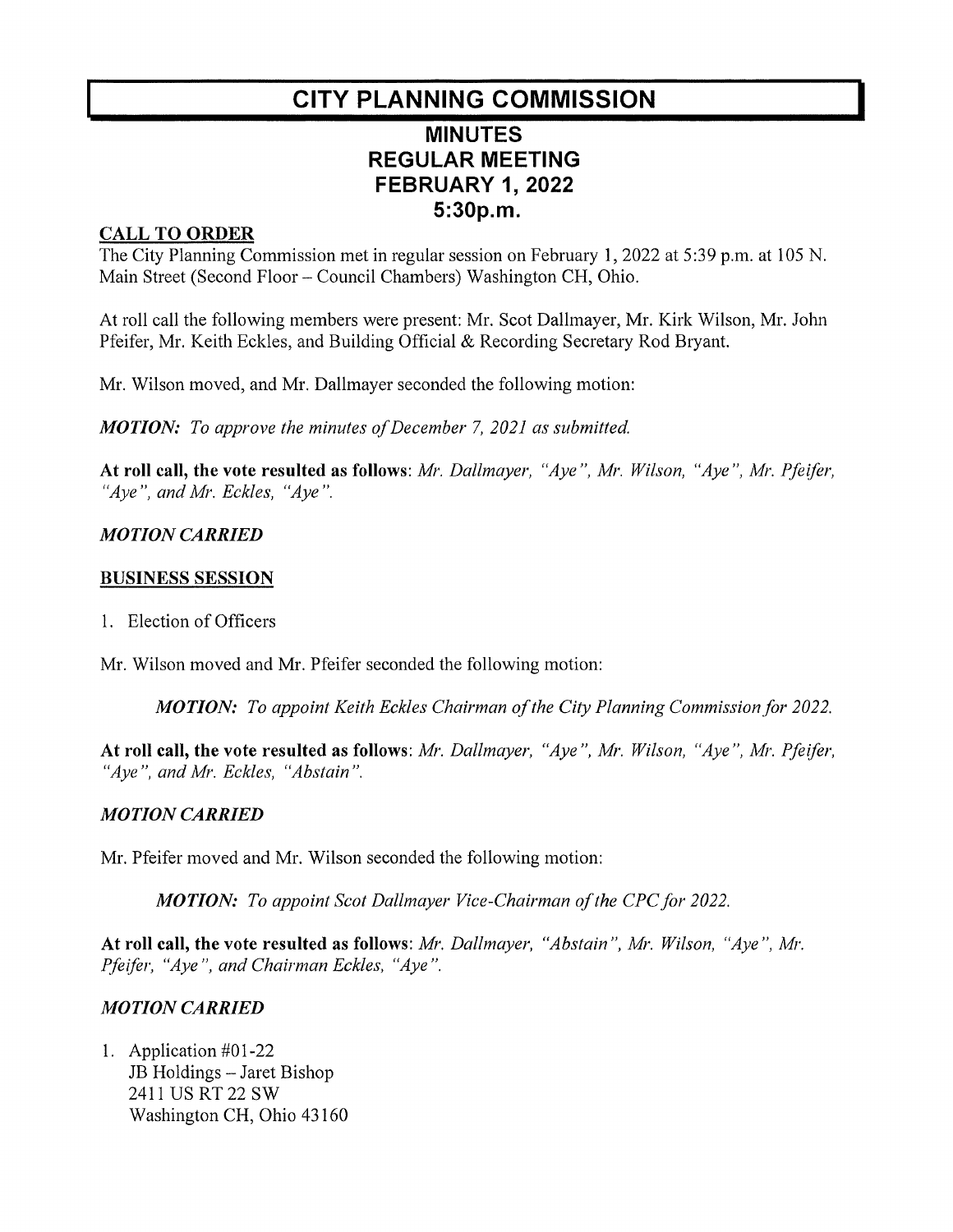# CITY PLANNING COMMISSION

## MINUTES
## REGULAR MEETING
## FEBRUARY 1, 2022
## 5:30p.m.

**CALL TO ORDER**

The City Planning Commission met in regular session on February 1, 2022 at 5:39 p.m. at 105 N. Main Street (Second Floor – Council Chambers) Washington CH, Ohio.

At roll call the following members were present: Mr. Scot Dallmayer, Mr. Kirk Wilson, Mr. John Pfeifer, Mr. Keith Eckles, and Building Official & Recording Secretary Rod Bryant.

Mr. Wilson moved, and Mr. Dallmayer seconded the following motion:

***MOTION:*** *To approve the minutes of December 7, 2021 as submitted.*

**At roll call, the vote resulted as follows**: *Mr. Dallmayer, "Aye", Mr. Wilson, "Aye", Mr. Pfeifer, "Aye", and Mr. Eckles, "Aye".*

***MOTION CARRIED***

**BUSINESS SESSION**

1. Election of Officers

Mr. Wilson moved and Mr. Pfeifer seconded the following motion:

> ***MOTION:*** *To appoint Keith Eckles Chairman of the City Planning Commission for 2022.*

**At roll call, the vote resulted as follows**: *Mr. Dallmayer, "Aye", Mr. Wilson, "Aye", Mr. Pfeifer, "Aye", and Mr. Eckles, "Abstain".*

***MOTION CARRIED***

Mr. Pfeifer moved and Mr. Wilson seconded the following motion:

> ***MOTION:*** *To appoint Scot Dallmayer Vice-Chairman of the CPC for 2022.*

**At roll call, the vote resulted as follows**: *Mr. Dallmayer, "Abstain", Mr. Wilson, "Aye", Mr. Pfeifer, "Aye", and Chairman Eckles, "Aye".*

***MOTION CARRIED***

1. Application #01-22
   JB Holdings – Jaret Bishop
   2411 US RT 22 SW
   Washington CH, Ohio 43160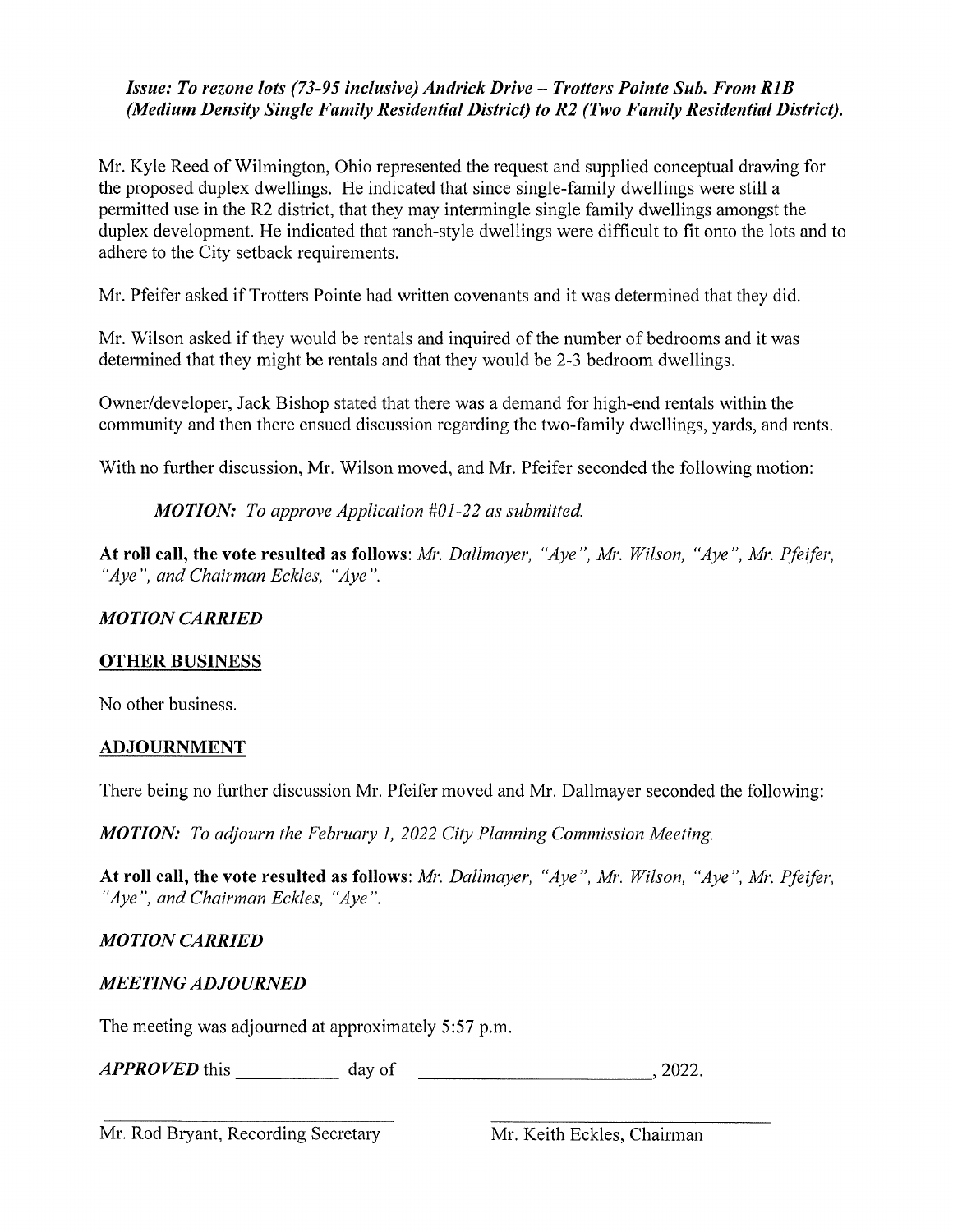***Issue: To rezone lots (73-95 inclusive) Andrick Drive – Trotters Pointe Sub. From R1B (Medium Density Single Family Residential District) to R2 (Two Family Residential District).***

Mr. Kyle Reed of Wilmington, Ohio represented the request and supplied conceptual drawing for the proposed duplex dwellings. He indicated that since single-family dwellings were still a permitted use in the R2 district, that they may intermingle single family dwellings amongst the duplex development. He indicated that ranch-style dwellings were difficult to fit onto the lots and to adhere to the City setback requirements.

Mr. Pfeifer asked if Trotters Pointe had written covenants and it was determined that they did.

Mr. Wilson asked if they would be rentals and inquired of the number of bedrooms and it was determined that they might be rentals and that they would be 2-3 bedroom dwellings.

Owner/developer, Jack Bishop stated that there was a demand for high-end rentals within the community and then there ensued discussion regarding the two-family dwellings, yards, and rents.

With no further discussion, Mr. Wilson moved, and Mr. Pfeifer seconded the following motion:

***MOTION:*** *To approve Application #01-22 as submitted.*

**At roll call, the vote resulted as follows**: *Mr. Dallmayer, "Aye", Mr. Wilson, "Aye", Mr. Pfeifer, "Aye", and Chairman Eckles, "Aye".*

***MOTION CARRIED***

## OTHER BUSINESS

No other business.

## ADJOURNMENT

There being no further discussion Mr. Pfeifer moved and Mr. Dallmayer seconded the following:

***MOTION:*** *To adjourn the February 1, 2022 City Planning Commission Meeting.*

**At roll call, the vote resulted as follows**: *Mr. Dallmayer, "Aye", Mr. Wilson, "Aye", Mr. Pfeifer, "Aye", and Chairman Eckles, "Aye".*

***MOTION CARRIED***

***MEETING ADJOURNED***

The meeting was adjourned at approximately 5:57 p.m.

***APPROVED*** this \_\_\_\_\_\_\_\_\_\_ day of \_\_\_\_\_\_\_\_\_\_\_\_\_\_\_\_\_\_\_\_\_\_\_\_, 2022.

Mr. Rod Bryant, Recording Secretary

Mr. Keith Eckles, Chairman